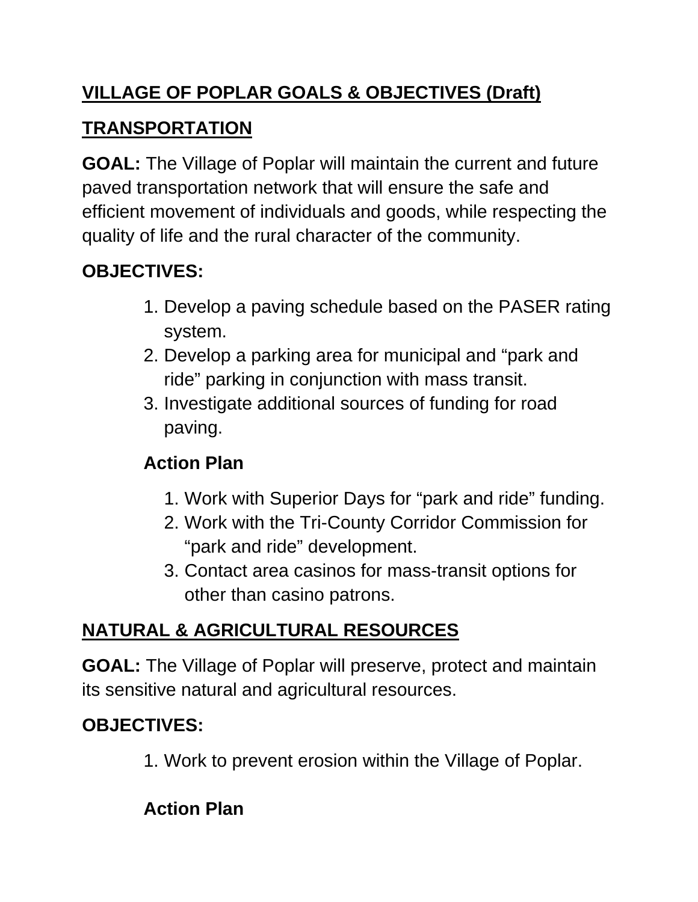# VILLAGE OF POPLAR GOALS & OBJECTIVES (Draft)

## TRANSPORTATION

**GOAL:** The Village of Poplar will maintain the current and future paved transportation network that will ensure the safe and efficient movement of individuals and goods, while respecting the quality of life and the rural character of the community.

**OBJECTIVES:**

1. Develop a paving schedule based on the PASER rating system.
2. Develop a parking area for municipal and "park and ride" parking in conjunction with mass transit.
3. Investigate additional sources of funding for road paving.

**Action Plan**

1. Work with Superior Days for "park and ride" funding.
2. Work with the Tri-County Corridor Commission for "park and ride" development.
3. Contact area casinos for mass-transit options for other than casino patrons.

## NATURAL & AGRICULTURAL RESOURCES

**GOAL:** The Village of Poplar will preserve, protect and maintain its sensitive natural and agricultural resources.

**OBJECTIVES:**

1. Work to prevent erosion within the Village of Poplar.

**Action Plan**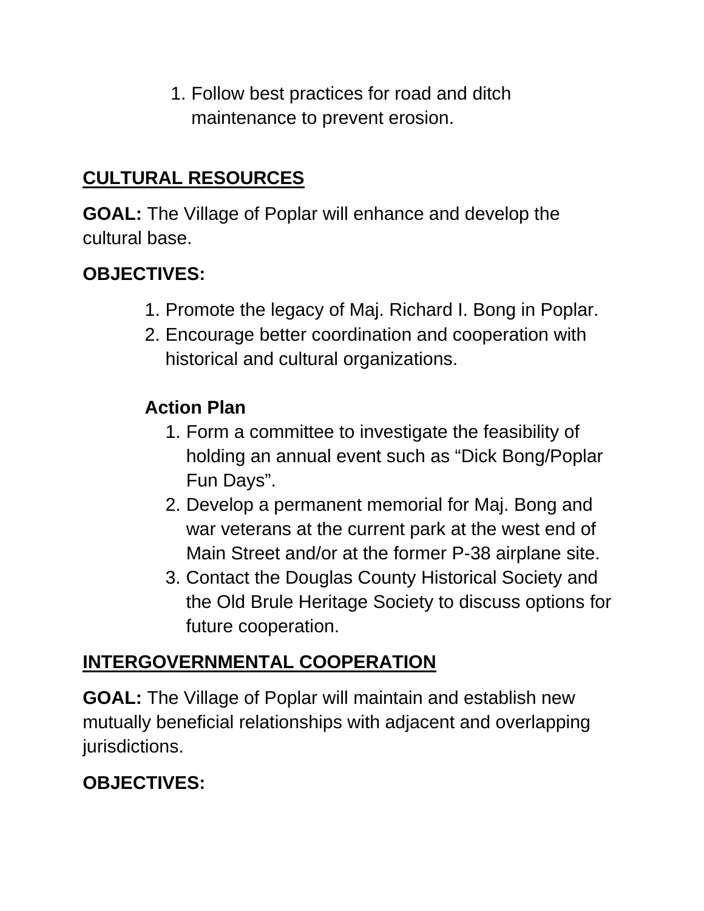1. Follow best practices for road and ditch maintenance to prevent erosion.

## CULTURAL RESOURCES

**GOAL:** The Village of Poplar will enhance and develop the cultural base.

**OBJECTIVES:**

1. Promote the legacy of Maj. Richard I. Bong in Poplar.
2. Encourage better coordination and cooperation with historical and cultural organizations.

### Action Plan

1. Form a committee to investigate the feasibility of holding an annual event such as "Dick Bong/Poplar Fun Days".
2. Develop a permanent memorial for Maj. Bong and war veterans at the current park at the west end of Main Street and/or at the former P-38 airplane site.
3. Contact the Douglas County Historical Society and the Old Brule Heritage Society to discuss options for future cooperation.

## INTERGOVERNMENTAL COOPERATION

**GOAL:** The Village of Poplar will maintain and establish new mutually beneficial relationships with adjacent and overlapping jurisdictions.

**OBJECTIVES:**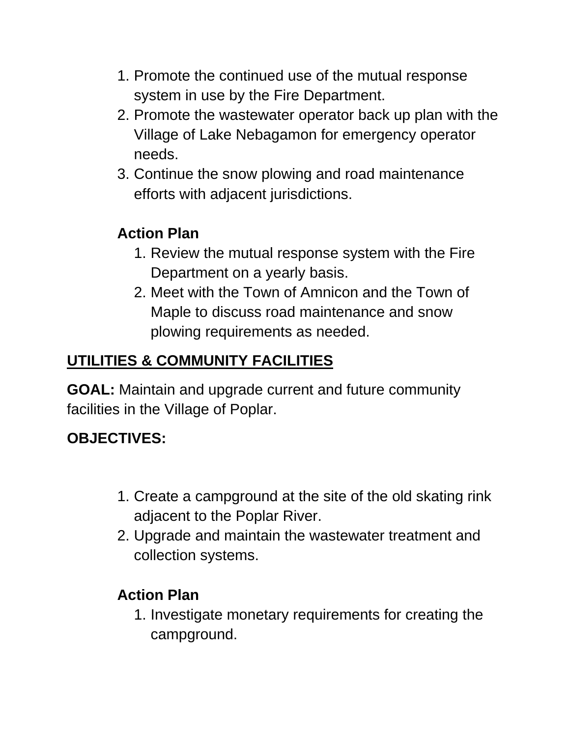1. Promote the continued use of the mutual response system in use by the Fire Department.
2. Promote the wastewater operator back up plan with the Village of Lake Nebagamon for emergency operator needs.
3. Continue the snow plowing and road maintenance efforts with adjacent jurisdictions.

**Action Plan**

1. Review the mutual response system with the Fire Department on a yearly basis.
2. Meet with the Town of Amnicon and the Town of Maple to discuss road maintenance and snow plowing requirements as needed.

## UTILITIES & COMMUNITY FACILITIES

**GOAL:** Maintain and upgrade current and future community facilities in the Village of Poplar.

**OBJECTIVES:**

1. Create a campground at the site of the old skating rink adjacent to the Poplar River.
2. Upgrade and maintain the wastewater treatment and collection systems.

**Action Plan**

1. Investigate monetary requirements for creating the campground.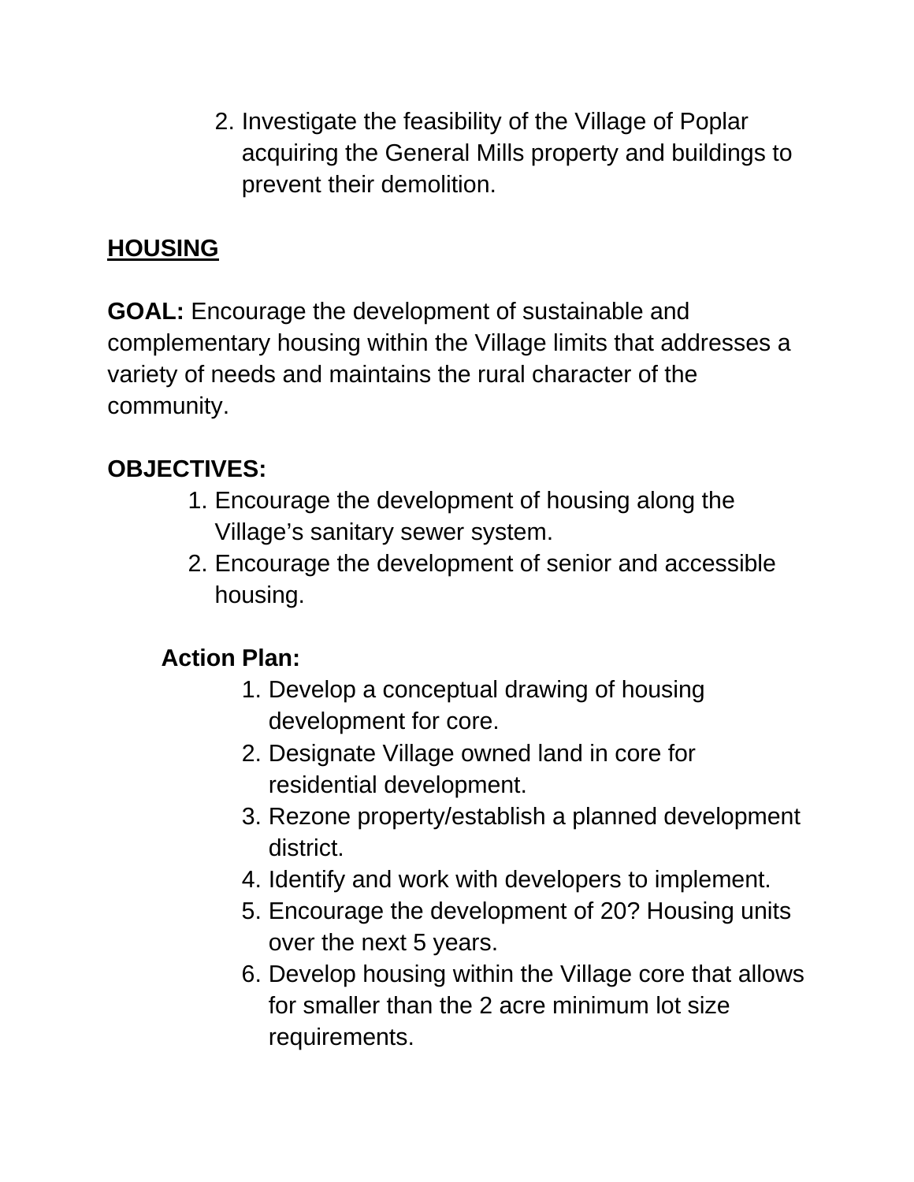2. Investigate the feasibility of the Village of Poplar acquiring the General Mills property and buildings to prevent their demolition.

## HOUSING

**GOAL:** Encourage the development of sustainable and complementary housing within the Village limits that addresses a variety of needs and maintains the rural character of the community.

**OBJECTIVES:**

1. Encourage the development of housing along the Village's sanitary sewer system.
2. Encourage the development of senior and accessible housing.

**Action Plan:**

1. Develop a conceptual drawing of housing development for core.
2. Designate Village owned land in core for residential development.
3. Rezone property/establish a planned development district.
4. Identify and work with developers to implement.
5. Encourage the development of 20? Housing units over the next 5 years.
6. Develop housing within the Village core that allows for smaller than the 2 acre minimum lot size requirements.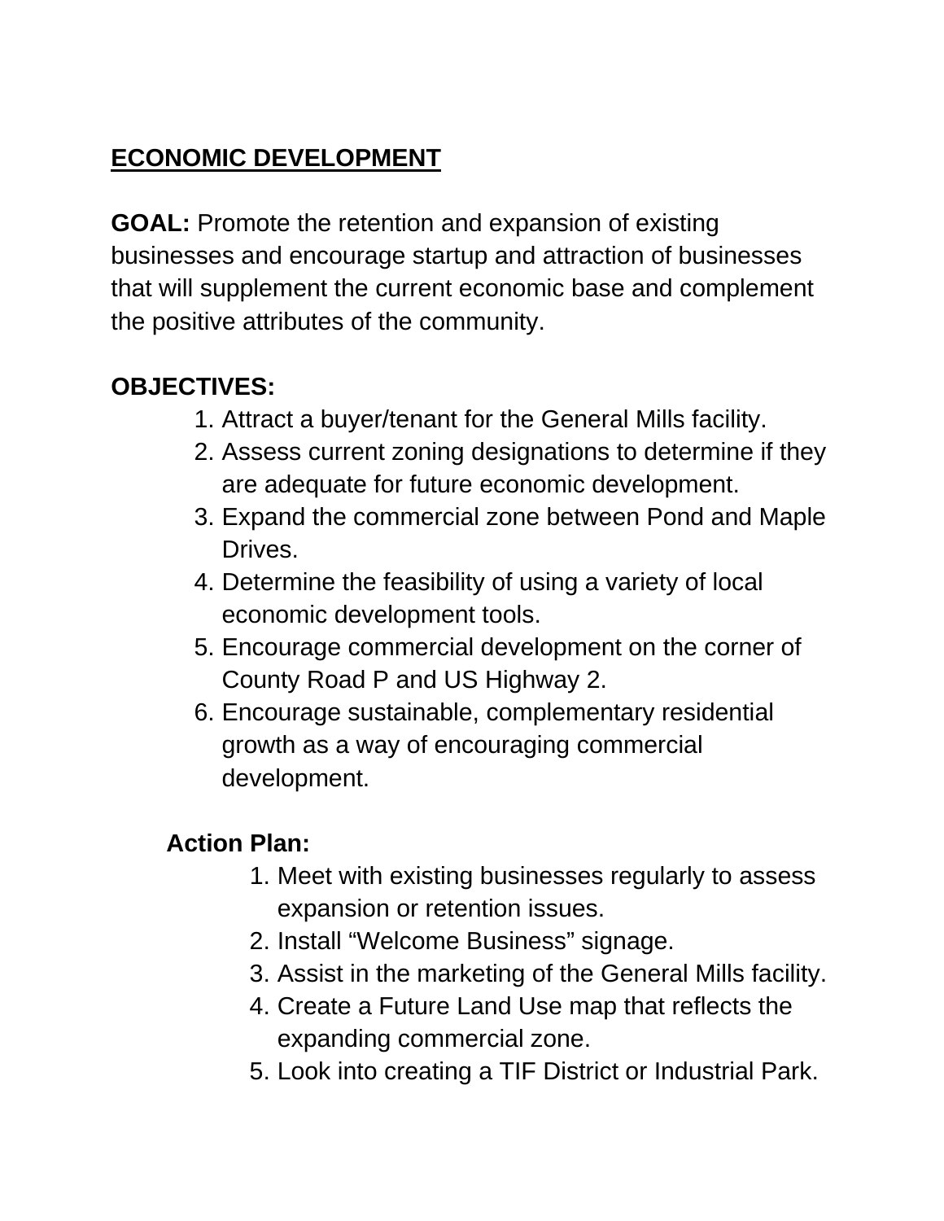## ECONOMIC DEVELOPMENT

**GOAL:** Promote the retention and expansion of existing businesses and encourage startup and attraction of businesses that will supplement the current economic base and complement the positive attributes of the community.

**OBJECTIVES:**

1. Attract a buyer/tenant for the General Mills facility.
2. Assess current zoning designations to determine if they are adequate for future economic development.
3. Expand the commercial zone between Pond and Maple Drives.
4. Determine the feasibility of using a variety of local economic development tools.
5. Encourage commercial development on the corner of County Road P and US Highway 2.
6. Encourage sustainable, complementary residential growth as a way of encouraging commercial development.

**Action Plan:**

1. Meet with existing businesses regularly to assess expansion or retention issues.
2. Install "Welcome Business" signage.
3. Assist in the marketing of the General Mills facility.
4. Create a Future Land Use map that reflects the expanding commercial zone.
5. Look into creating a TIF District or Industrial Park.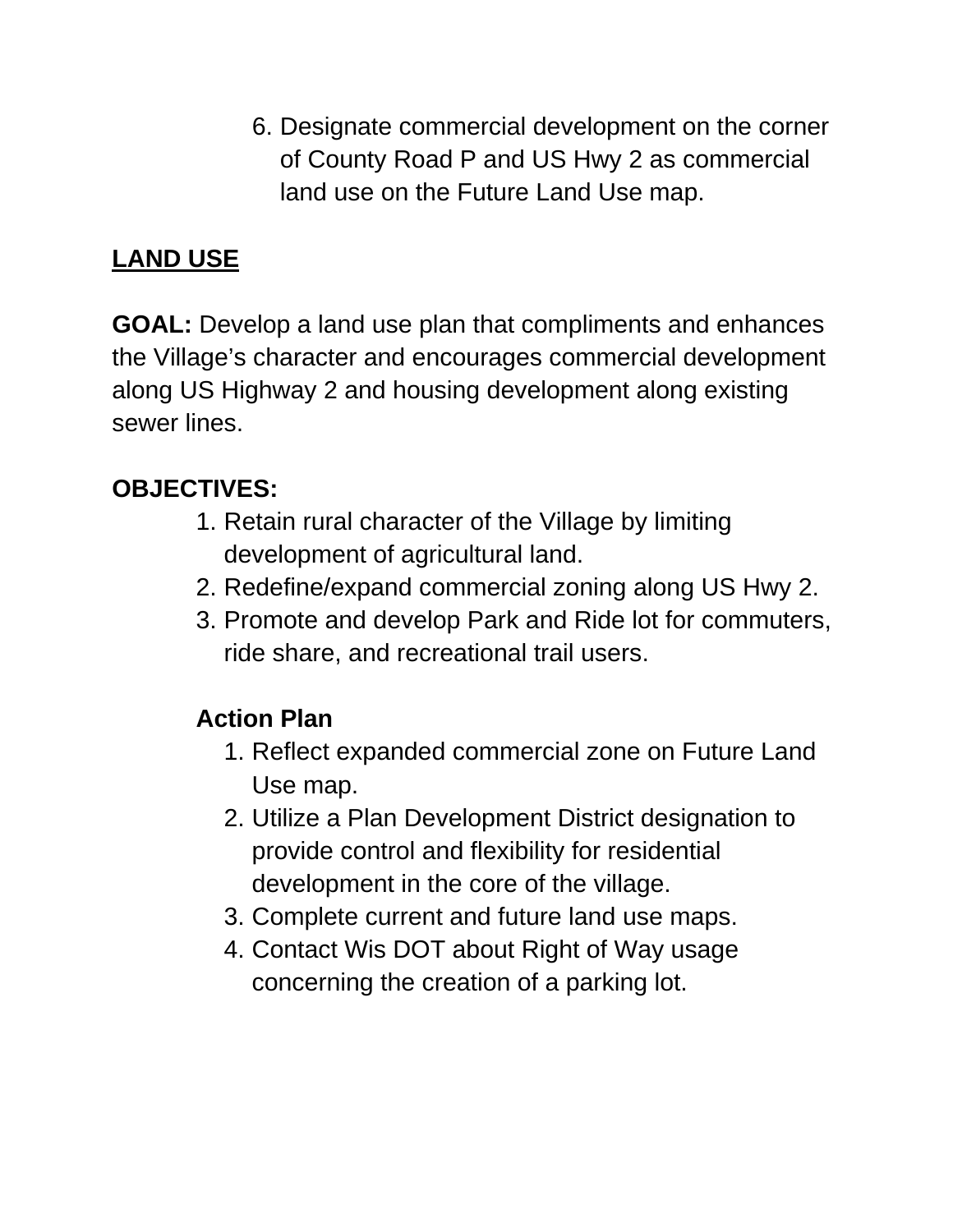6. Designate commercial development on the corner of County Road P and US Hwy 2 as commercial land use on the Future Land Use map.

## LAND USE

**GOAL:** Develop a land use plan that compliments and enhances the Village's character and encourages commercial development along US Highway 2 and housing development along existing sewer lines.

**OBJECTIVES:**

1. Retain rural character of the Village by limiting development of agricultural land.
2. Redefine/expand commercial zoning along US Hwy 2.
3. Promote and develop Park and Ride lot for commuters, ride share, and recreational trail users.

### Action Plan

1. Reflect expanded commercial zone on Future Land Use map.
2. Utilize a Plan Development District designation to provide control and flexibility for residential development in the core of the village.
3. Complete current and future land use maps.
4. Contact Wis DOT about Right of Way usage concerning the creation of a parking lot.